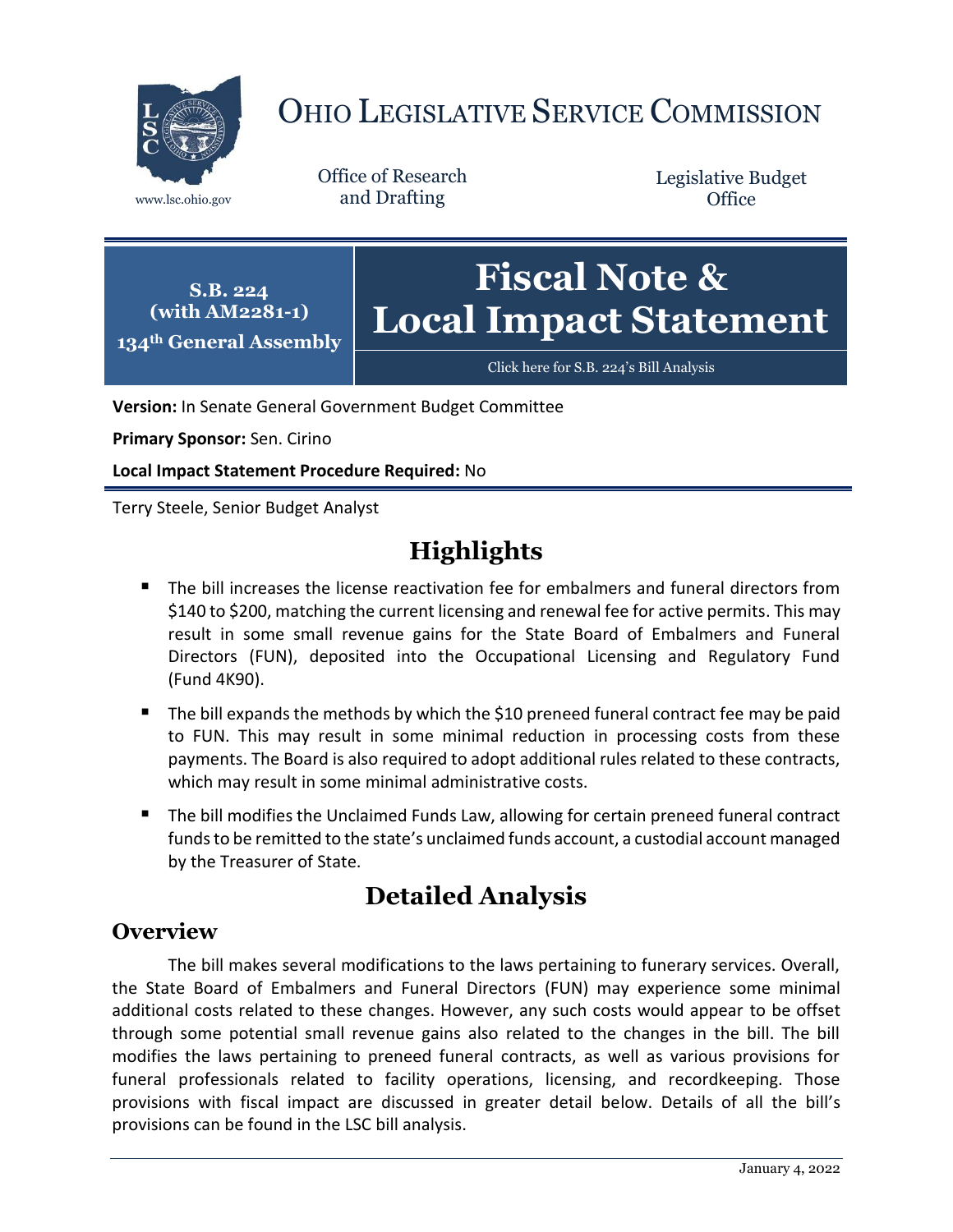# OHIO LEGISLATIVE SERVICE COMMISSION

www.lsc.ohio.gov

Office of Research and Drafting

Legislative Budget Office

**S.B. 224 (with AM2281-1)**

**134th General Assembly**

# Fiscal Note & Local Impact Statement

Click here for S.B. 224's Bill Analysis

**Version:** In Senate General Government Budget Committee

**Primary Sponsor:** Sen. Cirino

**Local Impact Statement Procedure Required:** No

Terry Steele, Senior Budget Analyst

## Highlights

- The bill increases the license reactivation fee for embalmers and funeral directors from $140 to $200, matching the current licensing and renewal fee for active permits. This may result in some small revenue gains for the State Board of Embalmers and Funeral Directors (FUN), deposited into the Occupational Licensing and Regulatory Fund (Fund 4K90).
- The bill expands the methods by which the $10 preneed funeral contract fee may be paid to FUN. This may result in some minimal reduction in processing costs from these payments. The Board is also required to adopt additional rules related to these contracts, which may result in some minimal administrative costs.
- The bill modifies the Unclaimed Funds Law, allowing for certain preneed funeral contract funds to be remitted to the state's unclaimed funds account, a custodial account managed by the Treasurer of State.

## Detailed Analysis

### Overview

The bill makes several modifications to the laws pertaining to funerary services. Overall, the State Board of Embalmers and Funeral Directors (FUN) may experience some minimal additional costs related to these changes. However, any such costs would appear to be offset through some potential small revenue gains also related to the changes in the bill. The bill modifies the laws pertaining to preneed funeral contracts, as well as various provisions for funeral professionals related to facility operations, licensing, and recordkeeping. Those provisions with fiscal impact are discussed in greater detail below. Details of all the bill's provisions can be found in the LSC bill analysis.

January 4, 2022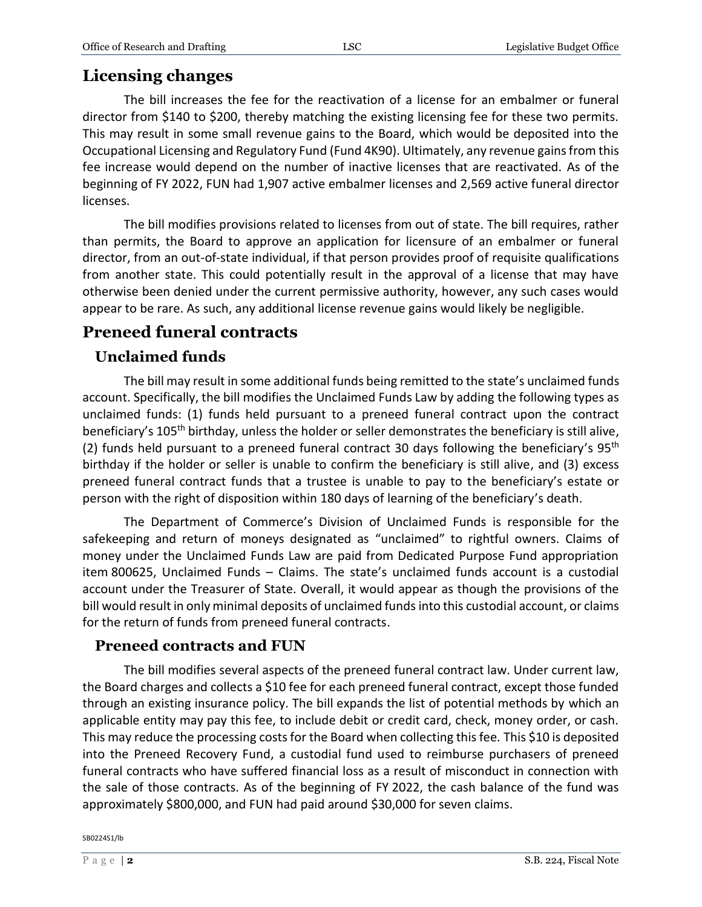## Licensing changes

The bill increases the fee for the reactivation of a license for an embalmer or funeral director from $140 to $200, thereby matching the existing licensing fee for these two permits. This may result in some small revenue gains to the Board, which would be deposited into the Occupational Licensing and Regulatory Fund (Fund 4K90). Ultimately, any revenue gains from this fee increase would depend on the number of inactive licenses that are reactivated. As of the beginning of FY 2022, FUN had 1,907 active embalmer licenses and 2,569 active funeral director licenses.

The bill modifies provisions related to licenses from out of state. The bill requires, rather than permits, the Board to approve an application for licensure of an embalmer or funeral director, from an out-of-state individual, if that person provides proof of requisite qualifications from another state. This could potentially result in the approval of a license that may have otherwise been denied under the current permissive authority, however, any such cases would appear to be rare. As such, any additional license revenue gains would likely be negligible.

## Preneed funeral contracts

### Unclaimed funds

The bill may result in some additional funds being remitted to the state's unclaimed funds account. Specifically, the bill modifies the Unclaimed Funds Law by adding the following types as unclaimed funds: (1) funds held pursuant to a preneed funeral contract upon the contract beneficiary's 105th birthday, unless the holder or seller demonstrates the beneficiary is still alive, (2) funds held pursuant to a preneed funeral contract 30 days following the beneficiary's 95th birthday if the holder or seller is unable to confirm the beneficiary is still alive, and (3) excess preneed funeral contract funds that a trustee is unable to pay to the beneficiary's estate or person with the right of disposition within 180 days of learning of the beneficiary's death.

The Department of Commerce's Division of Unclaimed Funds is responsible for the safekeeping and return of moneys designated as "unclaimed" to rightful owners. Claims of money under the Unclaimed Funds Law are paid from Dedicated Purpose Fund appropriation item 800625, Unclaimed Funds – Claims. The state's unclaimed funds account is a custodial account under the Treasurer of State. Overall, it would appear as though the provisions of the bill would result in only minimal deposits of unclaimed funds into this custodial account, or claims for the return of funds from preneed funeral contracts.

### Preneed contracts and FUN

The bill modifies several aspects of the preneed funeral contract law. Under current law, the Board charges and collects a $10 fee for each preneed funeral contract, except those funded through an existing insurance policy. The bill expands the list of potential methods by which an applicable entity may pay this fee, to include debit or credit card, check, money order, or cash. This may reduce the processing costs for the Board when collecting this fee. This $10 is deposited into the Preneed Recovery Fund, a custodial fund used to reimburse purchasers of preneed funeral contracts who have suffered financial loss as a result of misconduct in connection with the sale of those contracts. As of the beginning of FY 2022, the cash balance of the fund was approximately $800,000, and FUN had paid around $30,000 for seven claims.

SB0224S1/lb